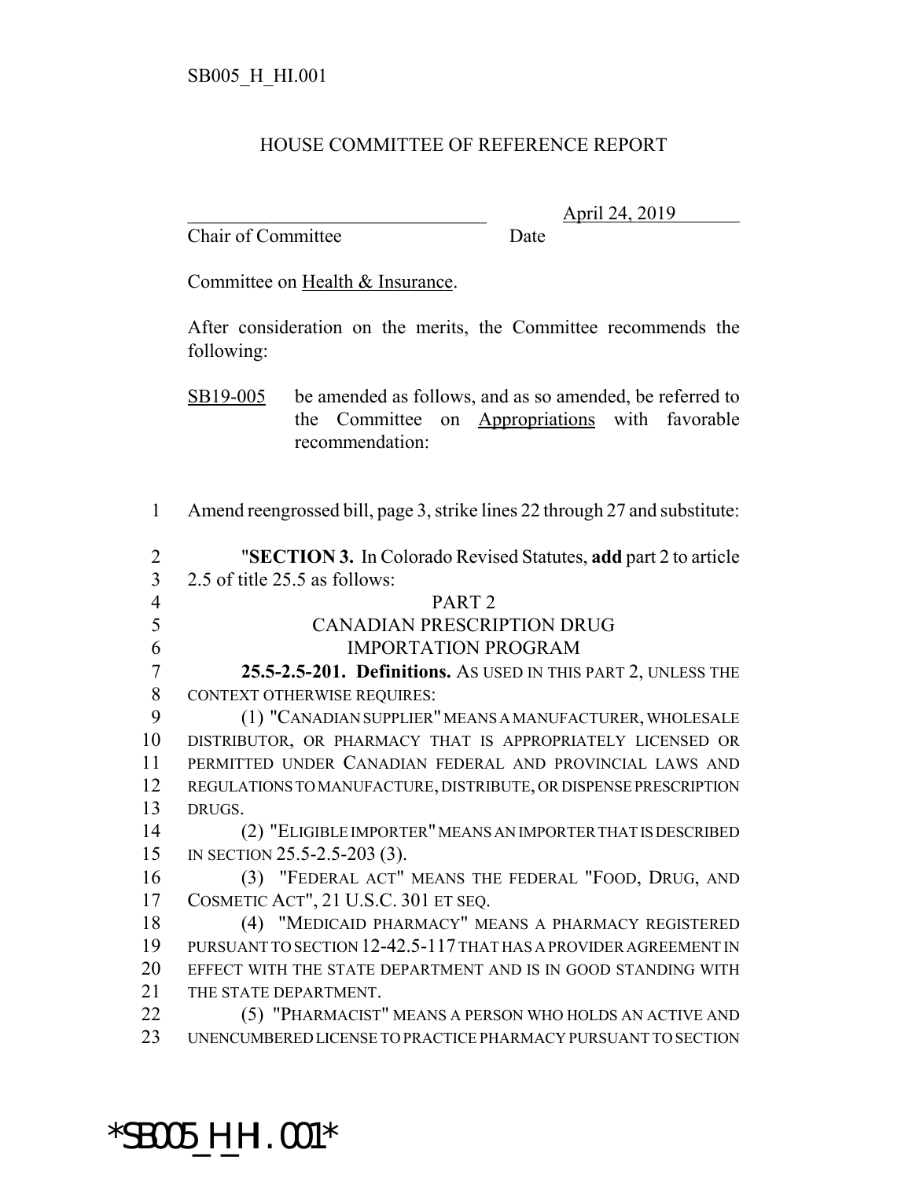SB005_H_HI.001

HOUSE COMMITTEE OF REFERENCE REPORT

________________________________ April 24, 2019
Chair of Committee Date

Committee on Health & Insurance.

After consideration on the merits, the Committee recommends the following:

SB19-005 be amended as follows, and as so amended, be referred to the Committee on Appropriations with favorable recommendation:

1 Amend reengrossed bill, page 3, strike lines 22 through 27 and substitute:

2 "**SECTION 3.** In Colorado Revised Statutes, **add** part 2 to article
3 2.5 of title 25.5 as follows:

4 PART 2
5 CANADIAN PRESCRIPTION DRUG
6 IMPORTATION PROGRAM

7 **25.5-2.5-201. Definitions.** AS USED IN THIS PART 2, UNLESS THE
8 CONTEXT OTHERWISE REQUIRES:
9 (1) "CANADIAN SUPPLIER" MEANS A MANUFACTURER, WHOLESALE
10 DISTRIBUTOR, OR PHARMACY THAT IS APPROPRIATELY LICENSED OR
11 PERMITTED UNDER CANADIAN FEDERAL AND PROVINCIAL LAWS AND
12 REGULATIONS TO MANUFACTURE, DISTRIBUTE, OR DISPENSE PRESCRIPTION
13 DRUGS.
14 (2) "ELIGIBLE IMPORTER" MEANS AN IMPORTER THAT IS DESCRIBED
15 IN SECTION 25.5-2.5-203 (3).
16 (3) "FEDERAL ACT" MEANS THE FEDERAL "FOOD, DRUG, AND
17 COSMETIC ACT", 21 U.S.C. 301 ET SEQ.
18 (4) "MEDICAID PHARMACY" MEANS A PHARMACY REGISTERED
19 PURSUANT TO SECTION 12-42.5-117 THAT HAS A PROVIDER AGREEMENT IN
20 EFFECT WITH THE STATE DEPARTMENT AND IS IN GOOD STANDING WITH
21 THE STATE DEPARTMENT.
22 (5) "PHARMACIST" MEANS A PERSON WHO HOLDS AN ACTIVE AND
23 UNENCUMBERED LICENSE TO PRACTICE PHARMACY PURSUANT TO SECTION

*SB005_H_HI.001*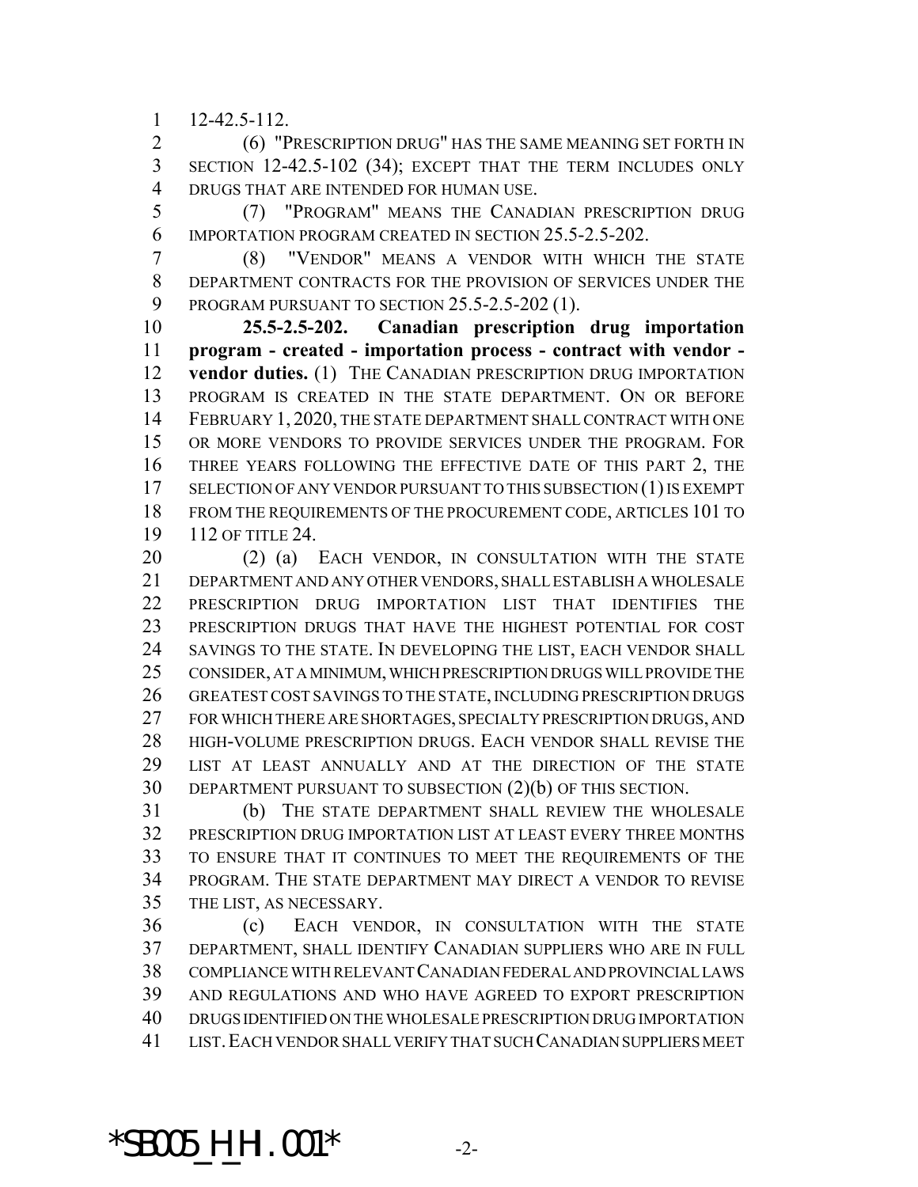12-42.5-112.

(6) "PRESCRIPTION DRUG" HAS THE SAME MEANING SET FORTH IN SECTION 12-42.5-102 (34); EXCEPT THAT THE TERM INCLUDES ONLY DRUGS THAT ARE INTENDED FOR HUMAN USE.

(7) "PROGRAM" MEANS THE CANADIAN PRESCRIPTION DRUG IMPORTATION PROGRAM CREATED IN SECTION 25.5-2.5-202.

(8) "VENDOR" MEANS A VENDOR WITH WHICH THE STATE DEPARTMENT CONTRACTS FOR THE PROVISION OF SERVICES UNDER THE PROGRAM PURSUANT TO SECTION 25.5-2.5-202 (1).

**25.5-2.5-202. Canadian prescription drug importation program - created - importation process - contract with vendor - vendor duties.** (1) THE CANADIAN PRESCRIPTION DRUG IMPORTATION PROGRAM IS CREATED IN THE STATE DEPARTMENT. ON OR BEFORE FEBRUARY 1, 2020, THE STATE DEPARTMENT SHALL CONTRACT WITH ONE OR MORE VENDORS TO PROVIDE SERVICES UNDER THE PROGRAM. FOR THREE YEARS FOLLOWING THE EFFECTIVE DATE OF THIS PART 2, THE SELECTION OF ANY VENDOR PURSUANT TO THIS SUBSECTION (1) IS EXEMPT FROM THE REQUIREMENTS OF THE PROCUREMENT CODE, ARTICLES 101 TO 112 OF TITLE 24.

(2) (a) EACH VENDOR, IN CONSULTATION WITH THE STATE DEPARTMENT AND ANY OTHER VENDORS, SHALL ESTABLISH A WHOLESALE PRESCRIPTION DRUG IMPORTATION LIST THAT IDENTIFIES THE PRESCRIPTION DRUGS THAT HAVE THE HIGHEST POTENTIAL FOR COST SAVINGS TO THE STATE. IN DEVELOPING THE LIST, EACH VENDOR SHALL CONSIDER, AT A MINIMUM, WHICH PRESCRIPTION DRUGS WILL PROVIDE THE GREATEST COST SAVINGS TO THE STATE, INCLUDING PRESCRIPTION DRUGS FOR WHICH THERE ARE SHORTAGES, SPECIALTY PRESCRIPTION DRUGS, AND HIGH-VOLUME PRESCRIPTION DRUGS. EACH VENDOR SHALL REVISE THE LIST AT LEAST ANNUALLY AND AT THE DIRECTION OF THE STATE DEPARTMENT PURSUANT TO SUBSECTION (2)(b) OF THIS SECTION.

(b) THE STATE DEPARTMENT SHALL REVIEW THE WHOLESALE PRESCRIPTION DRUG IMPORTATION LIST AT LEAST EVERY THREE MONTHS TO ENSURE THAT IT CONTINUES TO MEET THE REQUIREMENTS OF THE PROGRAM. THE STATE DEPARTMENT MAY DIRECT A VENDOR TO REVISE THE LIST, AS NECESSARY.

(c) EACH VENDOR, IN CONSULTATION WITH THE STATE DEPARTMENT, SHALL IDENTIFY CANADIAN SUPPLIERS WHO ARE IN FULL COMPLIANCE WITH RELEVANT CANADIAN FEDERAL AND PROVINCIAL LAWS AND REGULATIONS AND WHO HAVE AGREED TO EXPORT PRESCRIPTION DRUGS IDENTIFIED ON THE WHOLESALE PRESCRIPTION DRUG IMPORTATION LIST. EACH VENDOR SHALL VERIFY THAT SUCH CANADIAN SUPPLIERS MEET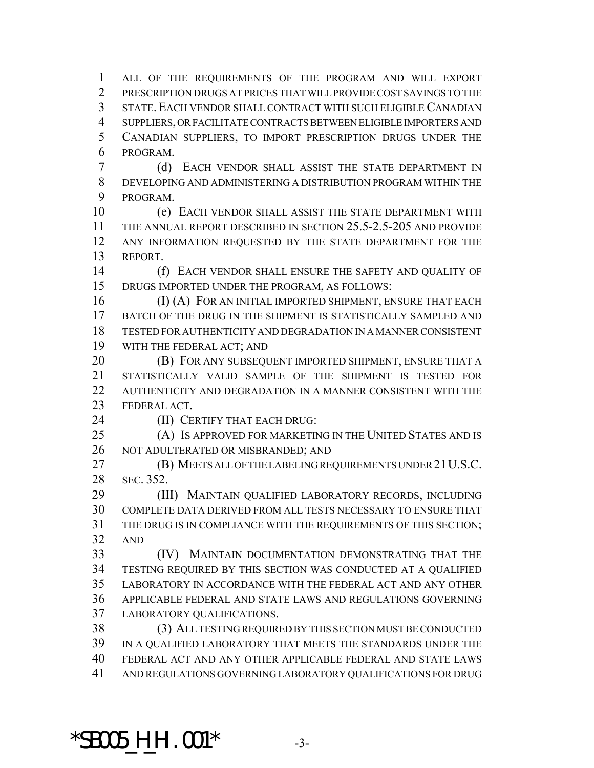ALL OF THE REQUIREMENTS OF THE PROGRAM AND WILL EXPORT PRESCRIPTION DRUGS AT PRICES THAT WILL PROVIDE COST SAVINGS TO THE STATE. EACH VENDOR SHALL CONTRACT WITH SUCH ELIGIBLE CANADIAN SUPPLIERS, OR FACILITATE CONTRACTS BETWEEN ELIGIBLE IMPORTERS AND CANADIAN SUPPLIERS, TO IMPORT PRESCRIPTION DRUGS UNDER THE PROGRAM.

(d) EACH VENDOR SHALL ASSIST THE STATE DEPARTMENT IN DEVELOPING AND ADMINISTERING A DISTRIBUTION PROGRAM WITHIN THE PROGRAM.

(e) EACH VENDOR SHALL ASSIST THE STATE DEPARTMENT WITH THE ANNUAL REPORT DESCRIBED IN SECTION 25.5-2.5-205 AND PROVIDE ANY INFORMATION REQUESTED BY THE STATE DEPARTMENT FOR THE REPORT.

(f) EACH VENDOR SHALL ENSURE THE SAFETY AND QUALITY OF DRUGS IMPORTED UNDER THE PROGRAM, AS FOLLOWS:

(I) (A) FOR AN INITIAL IMPORTED SHIPMENT, ENSURE THAT EACH BATCH OF THE DRUG IN THE SHIPMENT IS STATISTICALLY SAMPLED AND TESTED FOR AUTHENTICITY AND DEGRADATION IN A MANNER CONSISTENT WITH THE FEDERAL ACT; AND

(B) FOR ANY SUBSEQUENT IMPORTED SHIPMENT, ENSURE THAT A STATISTICALLY VALID SAMPLE OF THE SHIPMENT IS TESTED FOR AUTHENTICITY AND DEGRADATION IN A MANNER CONSISTENT WITH THE FEDERAL ACT.

(II) CERTIFY THAT EACH DRUG:

(A) IS APPROVED FOR MARKETING IN THE UNITED STATES AND IS NOT ADULTERATED OR MISBRANDED; AND

(B) MEETS ALL OF THE LABELING REQUIREMENTS UNDER 21 U.S.C. SEC. 352.

(III) MAINTAIN QUALIFIED LABORATORY RECORDS, INCLUDING COMPLETE DATA DERIVED FROM ALL TESTS NECESSARY TO ENSURE THAT THE DRUG IS IN COMPLIANCE WITH THE REQUIREMENTS OF THIS SECTION; AND

(IV) MAINTAIN DOCUMENTATION DEMONSTRATING THAT THE TESTING REQUIRED BY THIS SECTION WAS CONDUCTED AT A QUALIFIED LABORATORY IN ACCORDANCE WITH THE FEDERAL ACT AND ANY OTHER APPLICABLE FEDERAL AND STATE LAWS AND REGULATIONS GOVERNING LABORATORY QUALIFICATIONS.

(3) ALL TESTING REQUIRED BY THIS SECTION MUST BE CONDUCTED IN A QUALIFIED LABORATORY THAT MEETS THE STANDARDS UNDER THE FEDERAL ACT AND ANY OTHER APPLICABLE FEDERAL AND STATE LAWS AND REGULATIONS GOVERNING LABORATORY QUALIFICATIONS FOR DRUG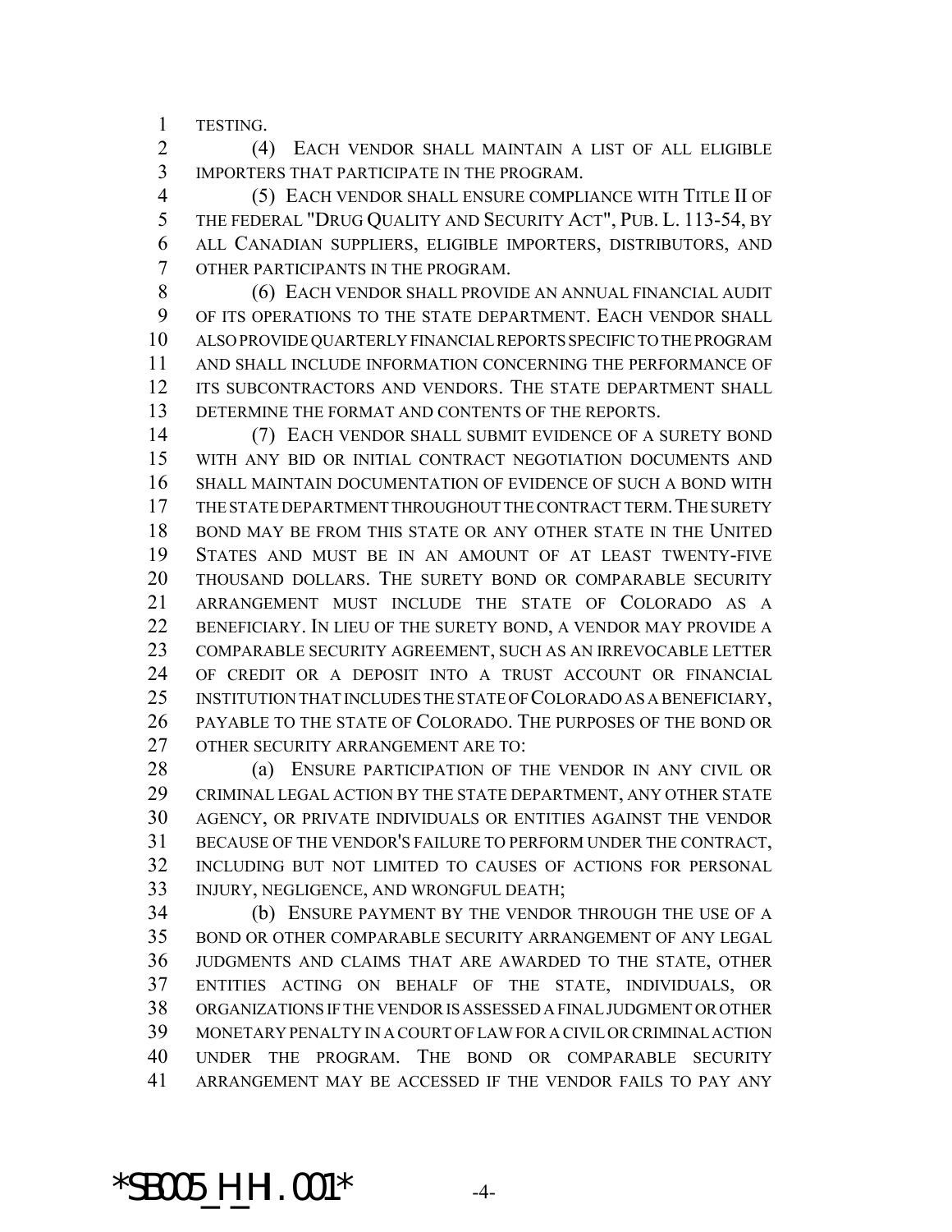TESTING.

(4) EACH VENDOR SHALL MAINTAIN A LIST OF ALL ELIGIBLE IMPORTERS THAT PARTICIPATE IN THE PROGRAM.

(5) EACH VENDOR SHALL ENSURE COMPLIANCE WITH TITLE II OF THE FEDERAL "DRUG QUALITY AND SECURITY ACT", PUB. L. 113-54, BY ALL CANADIAN SUPPLIERS, ELIGIBLE IMPORTERS, DISTRIBUTORS, AND OTHER PARTICIPANTS IN THE PROGRAM.

(6) EACH VENDOR SHALL PROVIDE AN ANNUAL FINANCIAL AUDIT OF ITS OPERATIONS TO THE STATE DEPARTMENT. EACH VENDOR SHALL ALSO PROVIDE QUARTERLY FINANCIAL REPORTS SPECIFIC TO THE PROGRAM AND SHALL INCLUDE INFORMATION CONCERNING THE PERFORMANCE OF ITS SUBCONTRACTORS AND VENDORS. THE STATE DEPARTMENT SHALL DETERMINE THE FORMAT AND CONTENTS OF THE REPORTS.

(7) EACH VENDOR SHALL SUBMIT EVIDENCE OF A SURETY BOND WITH ANY BID OR INITIAL CONTRACT NEGOTIATION DOCUMENTS AND SHALL MAINTAIN DOCUMENTATION OF EVIDENCE OF SUCH A BOND WITH THE STATE DEPARTMENT THROUGHOUT THE CONTRACT TERM. THE SURETY BOND MAY BE FROM THIS STATE OR ANY OTHER STATE IN THE UNITED STATES AND MUST BE IN AN AMOUNT OF AT LEAST TWENTY-FIVE THOUSAND DOLLARS. THE SURETY BOND OR COMPARABLE SECURITY ARRANGEMENT MUST INCLUDE THE STATE OF COLORADO AS A BENEFICIARY. IN LIEU OF THE SURETY BOND, A VENDOR MAY PROVIDE A COMPARABLE SECURITY AGREEMENT, SUCH AS AN IRREVOCABLE LETTER OF CREDIT OR A DEPOSIT INTO A TRUST ACCOUNT OR FINANCIAL INSTITUTION THAT INCLUDES THE STATE OF COLORADO AS A BENEFICIARY, PAYABLE TO THE STATE OF COLORADO. THE PURPOSES OF THE BOND OR OTHER SECURITY ARRANGEMENT ARE TO:

(a) ENSURE PARTICIPATION OF THE VENDOR IN ANY CIVIL OR CRIMINAL LEGAL ACTION BY THE STATE DEPARTMENT, ANY OTHER STATE AGENCY, OR PRIVATE INDIVIDUALS OR ENTITIES AGAINST THE VENDOR BECAUSE OF THE VENDOR'S FAILURE TO PERFORM UNDER THE CONTRACT, INCLUDING BUT NOT LIMITED TO CAUSES OF ACTIONS FOR PERSONAL INJURY, NEGLIGENCE, AND WRONGFUL DEATH;

(b) ENSURE PAYMENT BY THE VENDOR THROUGH THE USE OF A BOND OR OTHER COMPARABLE SECURITY ARRANGEMENT OF ANY LEGAL JUDGMENTS AND CLAIMS THAT ARE AWARDED TO THE STATE, OTHER ENTITIES ACTING ON BEHALF OF THE STATE, INDIVIDUALS, OR ORGANIZATIONS IF THE VENDOR IS ASSESSED A FINAL JUDGMENT OR OTHER MONETARY PENALTY IN A COURT OF LAW FOR A CIVIL OR CRIMINAL ACTION UNDER THE PROGRAM. THE BOND OR COMPARABLE SECURITY ARRANGEMENT MAY BE ACCESSED IF THE VENDOR FAILS TO PAY ANY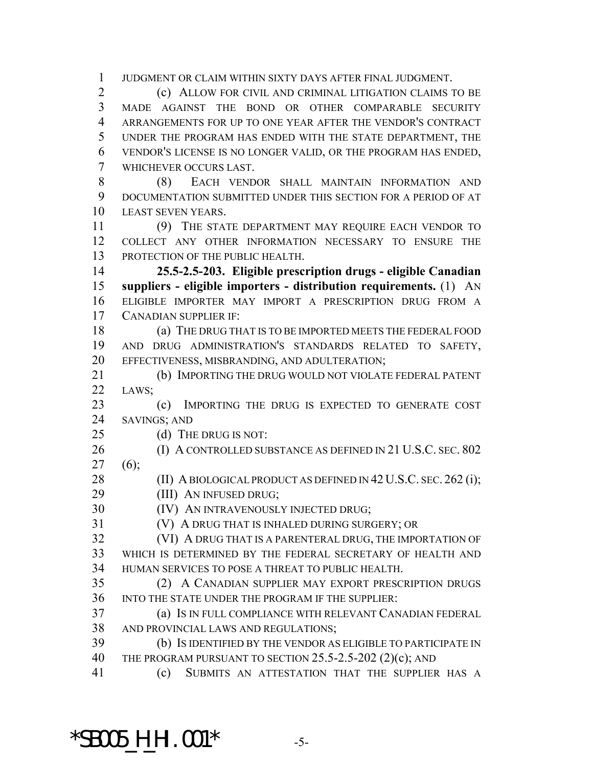JUDGMENT OR CLAIM WITHIN SIXTY DAYS AFTER FINAL JUDGMENT.

(c) ALLOW FOR CIVIL AND CRIMINAL LITIGATION CLAIMS TO BE MADE AGAINST THE BOND OR OTHER COMPARABLE SECURITY ARRANGEMENTS FOR UP TO ONE YEAR AFTER THE VENDOR'S CONTRACT UNDER THE PROGRAM HAS ENDED WITH THE STATE DEPARTMENT, THE VENDOR'S LICENSE IS NO LONGER VALID, OR THE PROGRAM HAS ENDED, WHICHEVER OCCURS LAST.

(8) EACH VENDOR SHALL MAINTAIN INFORMATION AND DOCUMENTATION SUBMITTED UNDER THIS SECTION FOR A PERIOD OF AT LEAST SEVEN YEARS.

(9) THE STATE DEPARTMENT MAY REQUIRE EACH VENDOR TO COLLECT ANY OTHER INFORMATION NECESSARY TO ENSURE THE PROTECTION OF THE PUBLIC HEALTH.

**25.5-2.5-203. Eligible prescription drugs - eligible Canadian suppliers - eligible importers - distribution requirements.** (1) AN ELIGIBLE IMPORTER MAY IMPORT A PRESCRIPTION DRUG FROM A CANADIAN SUPPLIER IF:

(a) THE DRUG THAT IS TO BE IMPORTED MEETS THE FEDERAL FOOD AND DRUG ADMINISTRATION'S STANDARDS RELATED TO SAFETY, EFFECTIVENESS, MISBRANDING, AND ADULTERATION;

(b) IMPORTING THE DRUG WOULD NOT VIOLATE FEDERAL PATENT LAWS;

(c) IMPORTING THE DRUG IS EXPECTED TO GENERATE COST SAVINGS; AND

(d) THE DRUG IS NOT:

(I) A CONTROLLED SUBSTANCE AS DEFINED IN 21 U.S.C. SEC. 802 (6);

(II) A BIOLOGICAL PRODUCT AS DEFINED IN 42 U.S.C. SEC. 262 (i);

(III) AN INFUSED DRUG;

(IV) AN INTRAVENOUSLY INJECTED DRUG;

(V) A DRUG THAT IS INHALED DURING SURGERY; OR

(VI) A DRUG THAT IS A PARENTERAL DRUG, THE IMPORTATION OF WHICH IS DETERMINED BY THE FEDERAL SECRETARY OF HEALTH AND HUMAN SERVICES TO POSE A THREAT TO PUBLIC HEALTH.

(2) A CANADIAN SUPPLIER MAY EXPORT PRESCRIPTION DRUGS INTO THE STATE UNDER THE PROGRAM IF THE SUPPLIER:

(a) IS IN FULL COMPLIANCE WITH RELEVANT CANADIAN FEDERAL AND PROVINCIAL LAWS AND REGULATIONS;

(b) IS IDENTIFIED BY THE VENDOR AS ELIGIBLE TO PARTICIPATE IN THE PROGRAM PURSUANT TO SECTION 25.5-2.5-202 (2)(c); AND

(c) SUBMITS AN ATTESTATION THAT THE SUPPLIER HAS A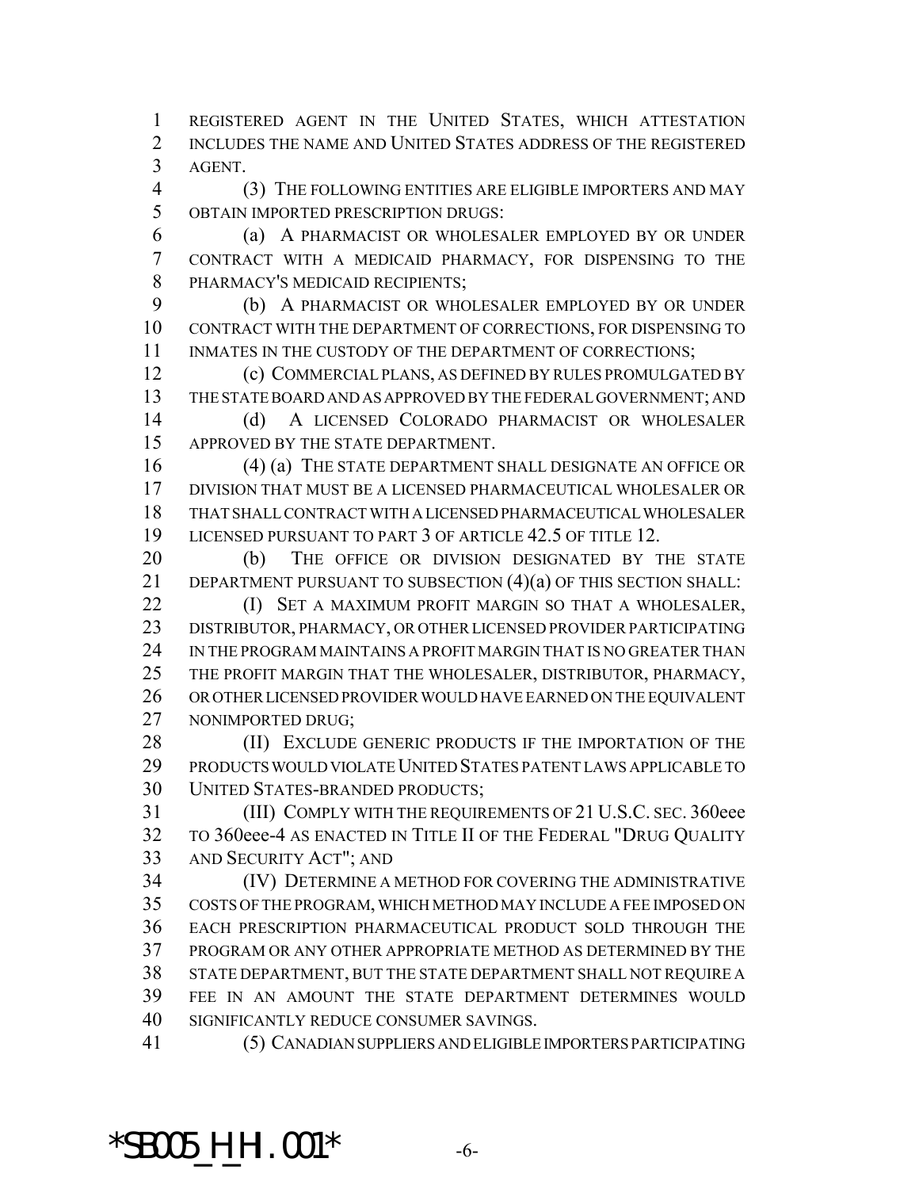REGISTERED AGENT IN THE UNITED STATES, WHICH ATTESTATION INCLUDES THE NAME AND UNITED STATES ADDRESS OF THE REGISTERED AGENT.

(3) THE FOLLOWING ENTITIES ARE ELIGIBLE IMPORTERS AND MAY OBTAIN IMPORTED PRESCRIPTION DRUGS:

(a) A PHARMACIST OR WHOLESALER EMPLOYED BY OR UNDER CONTRACT WITH A MEDICAID PHARMACY, FOR DISPENSING TO THE PHARMACY'S MEDICAID RECIPIENTS;

(b) A PHARMACIST OR WHOLESALER EMPLOYED BY OR UNDER CONTRACT WITH THE DEPARTMENT OF CORRECTIONS, FOR DISPENSING TO INMATES IN THE CUSTODY OF THE DEPARTMENT OF CORRECTIONS;

(c) COMMERCIAL PLANS, AS DEFINED BY RULES PROMULGATED BY THE STATE BOARD AND AS APPROVED BY THE FEDERAL GOVERNMENT; AND

(d) A LICENSED COLORADO PHARMACIST OR WHOLESALER APPROVED BY THE STATE DEPARTMENT.

(4) (a) THE STATE DEPARTMENT SHALL DESIGNATE AN OFFICE OR DIVISION THAT MUST BE A LICENSED PHARMACEUTICAL WHOLESALER OR THAT SHALL CONTRACT WITH A LICENSED PHARMACEUTICAL WHOLESALER LICENSED PURSUANT TO PART 3 OF ARTICLE 42.5 OF TITLE 12.

(b) THE OFFICE OR DIVISION DESIGNATED BY THE STATE DEPARTMENT PURSUANT TO SUBSECTION (4)(a) OF THIS SECTION SHALL:

(I) SET A MAXIMUM PROFIT MARGIN SO THAT A WHOLESALER, DISTRIBUTOR, PHARMACY, OR OTHER LICENSED PROVIDER PARTICIPATING IN THE PROGRAM MAINTAINS A PROFIT MARGIN THAT IS NO GREATER THAN THE PROFIT MARGIN THAT THE WHOLESALER, DISTRIBUTOR, PHARMACY, OR OTHER LICENSED PROVIDER WOULD HAVE EARNED ON THE EQUIVALENT NONIMPORTED DRUG;

(II) EXCLUDE GENERIC PRODUCTS IF THE IMPORTATION OF THE PRODUCTS WOULD VIOLATE UNITED STATES PATENT LAWS APPLICABLE TO UNITED STATES-BRANDED PRODUCTS;

(III) COMPLY WITH THE REQUIREMENTS OF 21 U.S.C. SEC. 360eee TO 360eee-4 AS ENACTED IN TITLE II OF THE FEDERAL "DRUG QUALITY AND SECURITY ACT"; AND

(IV) DETERMINE A METHOD FOR COVERING THE ADMINISTRATIVE COSTS OF THE PROGRAM, WHICH METHOD MAY INCLUDE A FEE IMPOSED ON EACH PRESCRIPTION PHARMACEUTICAL PRODUCT SOLD THROUGH THE PROGRAM OR ANY OTHER APPROPRIATE METHOD AS DETERMINED BY THE STATE DEPARTMENT, BUT THE STATE DEPARTMENT SHALL NOT REQUIRE A FEE IN AN AMOUNT THE STATE DEPARTMENT DETERMINES WOULD SIGNIFICANTLY REDUCE CONSUMER SAVINGS.

(5) CANADIAN SUPPLIERS AND ELIGIBLE IMPORTERS PARTICIPATING

*SB005_H_HI.001*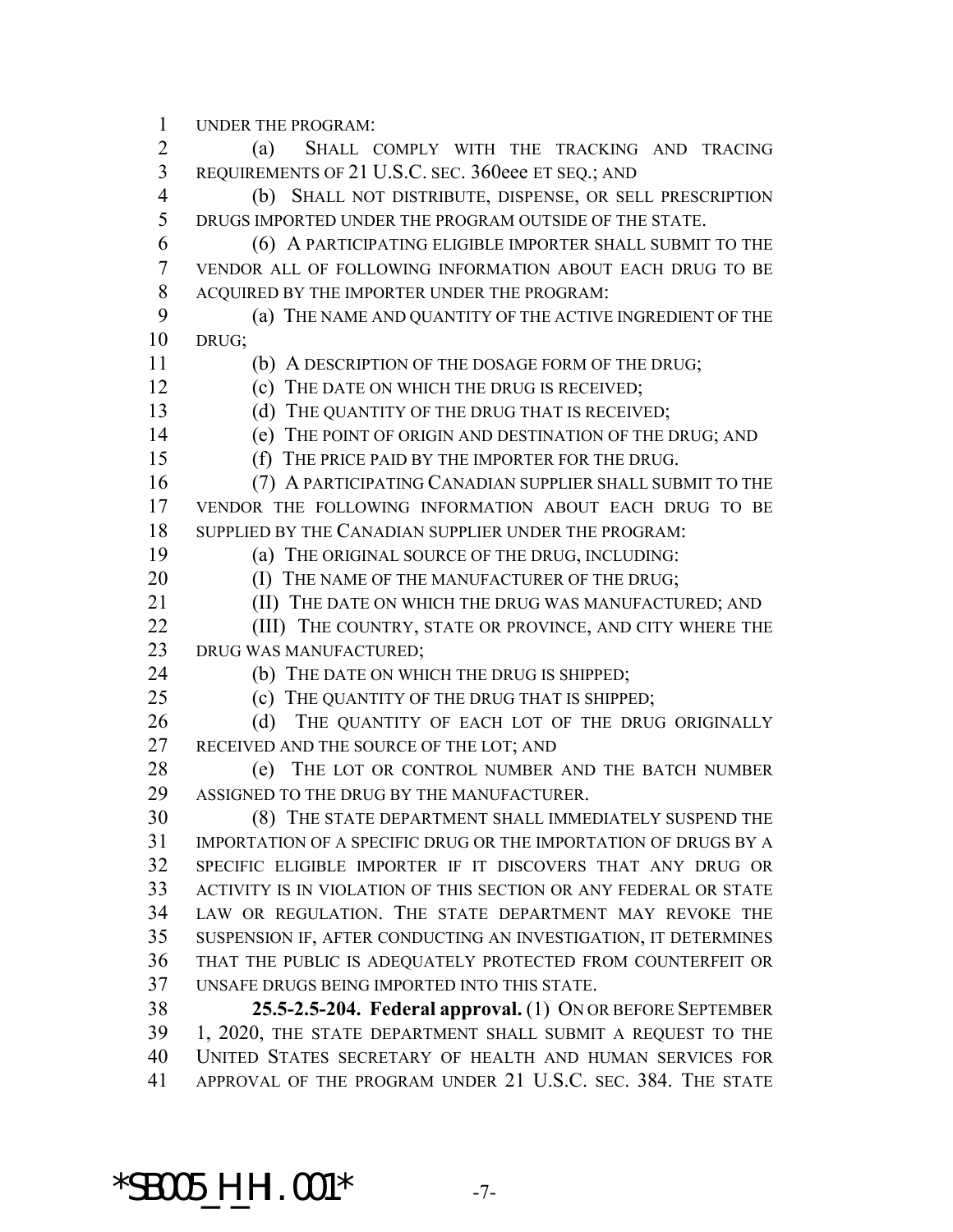UNDER THE PROGRAM:

(a) SHALL COMPLY WITH THE TRACKING AND TRACING REQUIREMENTS OF 21 U.S.C. SEC. 360eee ET SEQ.; AND

(b) SHALL NOT DISTRIBUTE, DISPENSE, OR SELL PRESCRIPTION DRUGS IMPORTED UNDER THE PROGRAM OUTSIDE OF THE STATE.

(6) A PARTICIPATING ELIGIBLE IMPORTER SHALL SUBMIT TO THE VENDOR ALL OF FOLLOWING INFORMATION ABOUT EACH DRUG TO BE ACQUIRED BY THE IMPORTER UNDER THE PROGRAM:

(a) THE NAME AND QUANTITY OF THE ACTIVE INGREDIENT OF THE DRUG;

(b) A DESCRIPTION OF THE DOSAGE FORM OF THE DRUG;

(c) THE DATE ON WHICH THE DRUG IS RECEIVED;

(d) THE QUANTITY OF THE DRUG THAT IS RECEIVED;

(e) THE POINT OF ORIGIN AND DESTINATION OF THE DRUG; AND

(f) THE PRICE PAID BY THE IMPORTER FOR THE DRUG.

(7) A PARTICIPATING CANADIAN SUPPLIER SHALL SUBMIT TO THE VENDOR THE FOLLOWING INFORMATION ABOUT EACH DRUG TO BE SUPPLIED BY THE CANADIAN SUPPLIER UNDER THE PROGRAM:

(a) THE ORIGINAL SOURCE OF THE DRUG, INCLUDING:

(I) THE NAME OF THE MANUFACTURER OF THE DRUG;

(II) THE DATE ON WHICH THE DRUG WAS MANUFACTURED; AND

(III) THE COUNTRY, STATE OR PROVINCE, AND CITY WHERE THE DRUG WAS MANUFACTURED;

(b) THE DATE ON WHICH THE DRUG IS SHIPPED;

(c) THE QUANTITY OF THE DRUG THAT IS SHIPPED;

(d) THE QUANTITY OF EACH LOT OF THE DRUG ORIGINALLY RECEIVED AND THE SOURCE OF THE LOT; AND

(e) THE LOT OR CONTROL NUMBER AND THE BATCH NUMBER ASSIGNED TO THE DRUG BY THE MANUFACTURER.

(8) THE STATE DEPARTMENT SHALL IMMEDIATELY SUSPEND THE IMPORTATION OF A SPECIFIC DRUG OR THE IMPORTATION OF DRUGS BY A SPECIFIC ELIGIBLE IMPORTER IF IT DISCOVERS THAT ANY DRUG OR ACTIVITY IS IN VIOLATION OF THIS SECTION OR ANY FEDERAL OR STATE LAW OR REGULATION. THE STATE DEPARTMENT MAY REVOKE THE SUSPENSION IF, AFTER CONDUCTING AN INVESTIGATION, IT DETERMINES THAT THE PUBLIC IS ADEQUATELY PROTECTED FROM COUNTERFEIT OR UNSAFE DRUGS BEING IMPORTED INTO THIS STATE.

**25.5-2.5-204. Federal approval.** (1) ON OR BEFORE SEPTEMBER 1, 2020, THE STATE DEPARTMENT SHALL SUBMIT A REQUEST TO THE UNITED STATES SECRETARY OF HEALTH AND HUMAN SERVICES FOR APPROVAL OF THE PROGRAM UNDER 21 U.S.C. SEC. 384. THE STATE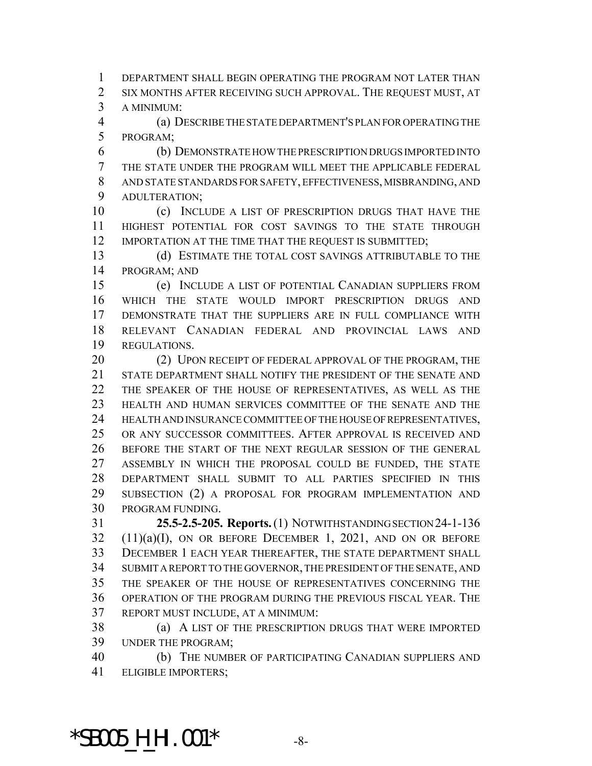DEPARTMENT SHALL BEGIN OPERATING THE PROGRAM NOT LATER THAN SIX MONTHS AFTER RECEIVING SUCH APPROVAL. THE REQUEST MUST, AT A MINIMUM:

(a) DESCRIBE THE STATE DEPARTMENT'S PLAN FOR OPERATING THE PROGRAM;

(b) DEMONSTRATE HOW THE PRESCRIPTION DRUGS IMPORTED INTO THE STATE UNDER THE PROGRAM WILL MEET THE APPLICABLE FEDERAL AND STATE STANDARDS FOR SAFETY, EFFECTIVENESS, MISBRANDING, AND ADULTERATION;

(c) INCLUDE A LIST OF PRESCRIPTION DRUGS THAT HAVE THE HIGHEST POTENTIAL FOR COST SAVINGS TO THE STATE THROUGH IMPORTATION AT THE TIME THAT THE REQUEST IS SUBMITTED;

(d) ESTIMATE THE TOTAL COST SAVINGS ATTRIBUTABLE TO THE PROGRAM; AND

(e) INCLUDE A LIST OF POTENTIAL CANADIAN SUPPLIERS FROM WHICH THE STATE WOULD IMPORT PRESCRIPTION DRUGS AND DEMONSTRATE THAT THE SUPPLIERS ARE IN FULL COMPLIANCE WITH RELEVANT CANADIAN FEDERAL AND PROVINCIAL LAWS AND REGULATIONS.

(2) UPON RECEIPT OF FEDERAL APPROVAL OF THE PROGRAM, THE STATE DEPARTMENT SHALL NOTIFY THE PRESIDENT OF THE SENATE AND THE SPEAKER OF THE HOUSE OF REPRESENTATIVES, AS WELL AS THE HEALTH AND HUMAN SERVICES COMMITTEE OF THE SENATE AND THE HEALTH AND INSURANCE COMMITTEE OF THE HOUSE OF REPRESENTATIVES, OR ANY SUCCESSOR COMMITTEES. AFTER APPROVAL IS RECEIVED AND BEFORE THE START OF THE NEXT REGULAR SESSION OF THE GENERAL ASSEMBLY IN WHICH THE PROPOSAL COULD BE FUNDED, THE STATE DEPARTMENT SHALL SUBMIT TO ALL PARTIES SPECIFIED IN THIS SUBSECTION (2) A PROPOSAL FOR PROGRAM IMPLEMENTATION AND PROGRAM FUNDING.

**25.5-2.5-205. Reports.** (1) NOTWITHSTANDING SECTION 24-1-136 (11)(a)(I), ON OR BEFORE DECEMBER 1, 2021, AND ON OR BEFORE DECEMBER 1 EACH YEAR THEREAFTER, THE STATE DEPARTMENT SHALL SUBMIT A REPORT TO THE GOVERNOR, THE PRESIDENT OF THE SENATE, AND THE SPEAKER OF THE HOUSE OF REPRESENTATIVES CONCERNING THE OPERATION OF THE PROGRAM DURING THE PREVIOUS FISCAL YEAR. THE REPORT MUST INCLUDE, AT A MINIMUM:

(a) A LIST OF THE PRESCRIPTION DRUGS THAT WERE IMPORTED UNDER THE PROGRAM;

(b) THE NUMBER OF PARTICIPATING CANADIAN SUPPLIERS AND ELIGIBLE IMPORTERS;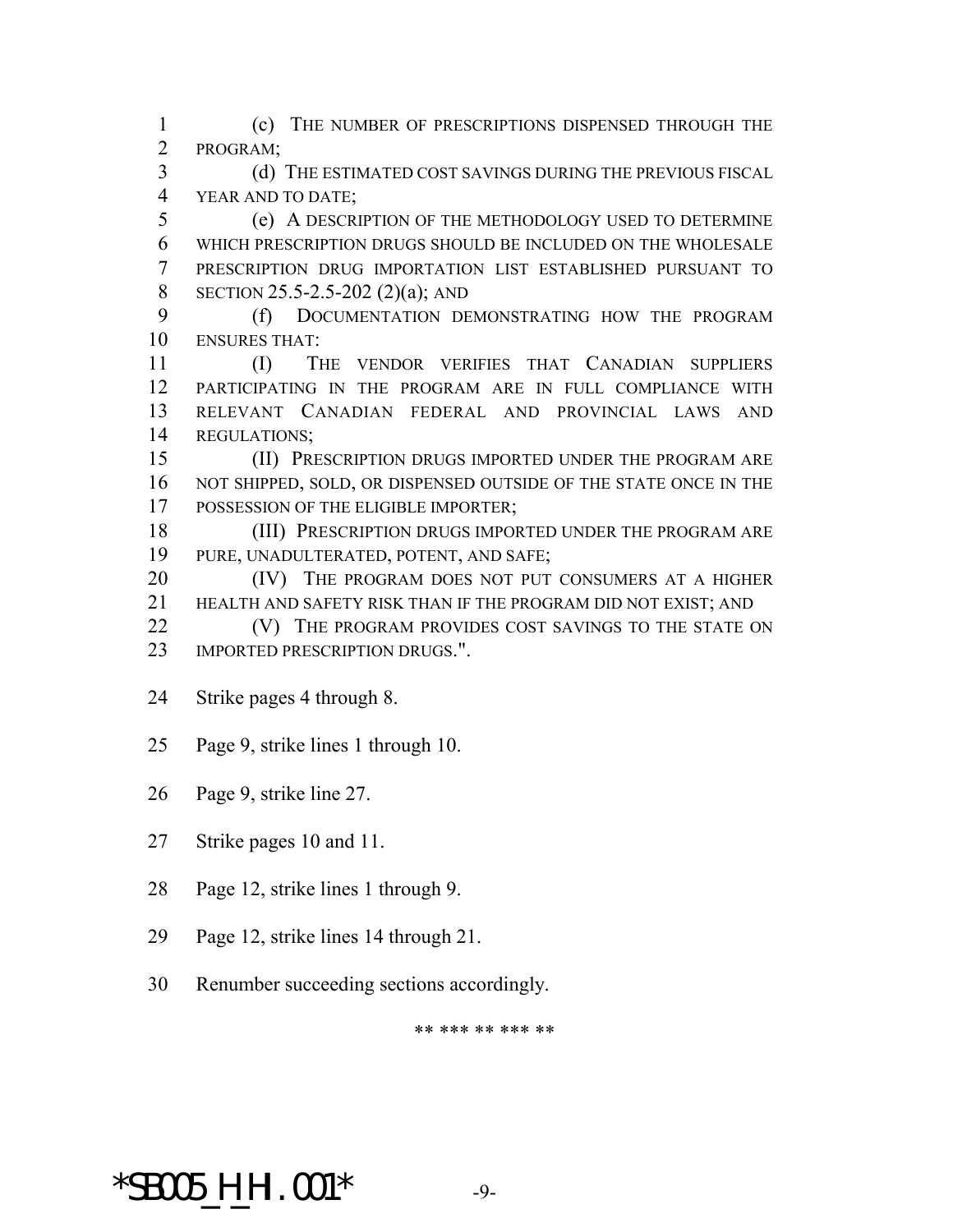(c) THE NUMBER OF PRESCRIPTIONS DISPENSED THROUGH THE PROGRAM;

(d) THE ESTIMATED COST SAVINGS DURING THE PREVIOUS FISCAL YEAR AND TO DATE;

(e) A DESCRIPTION OF THE METHODOLOGY USED TO DETERMINE WHICH PRESCRIPTION DRUGS SHOULD BE INCLUDED ON THE WHOLESALE PRESCRIPTION DRUG IMPORTATION LIST ESTABLISHED PURSUANT TO SECTION 25.5-2.5-202 (2)(a); AND

(f) DOCUMENTATION DEMONSTRATING HOW THE PROGRAM ENSURES THAT:

(I) THE VENDOR VERIFIES THAT CANADIAN SUPPLIERS PARTICIPATING IN THE PROGRAM ARE IN FULL COMPLIANCE WITH RELEVANT CANADIAN FEDERAL AND PROVINCIAL LAWS AND REGULATIONS;

(II) PRESCRIPTION DRUGS IMPORTED UNDER THE PROGRAM ARE NOT SHIPPED, SOLD, OR DISPENSED OUTSIDE OF THE STATE ONCE IN THE POSSESSION OF THE ELIGIBLE IMPORTER;

(III) PRESCRIPTION DRUGS IMPORTED UNDER THE PROGRAM ARE PURE, UNADULTERATED, POTENT, AND SAFE;

(IV) THE PROGRAM DOES NOT PUT CONSUMERS AT A HIGHER HEALTH AND SAFETY RISK THAN IF THE PROGRAM DID NOT EXIST; AND

(V) THE PROGRAM PROVIDES COST SAVINGS TO THE STATE ON IMPORTED PRESCRIPTION DRUGS.".

Strike pages 4 through 8.

Page 9, strike lines 1 through 10.

Page 9, strike line 27.

Strike pages 10 and 11.

Page 12, strike lines 1 through 9.

Page 12, strike lines 14 through 21.

Renumber succeeding sections accordingly.

** *** ** *** **

*SB005_H_HI.001*